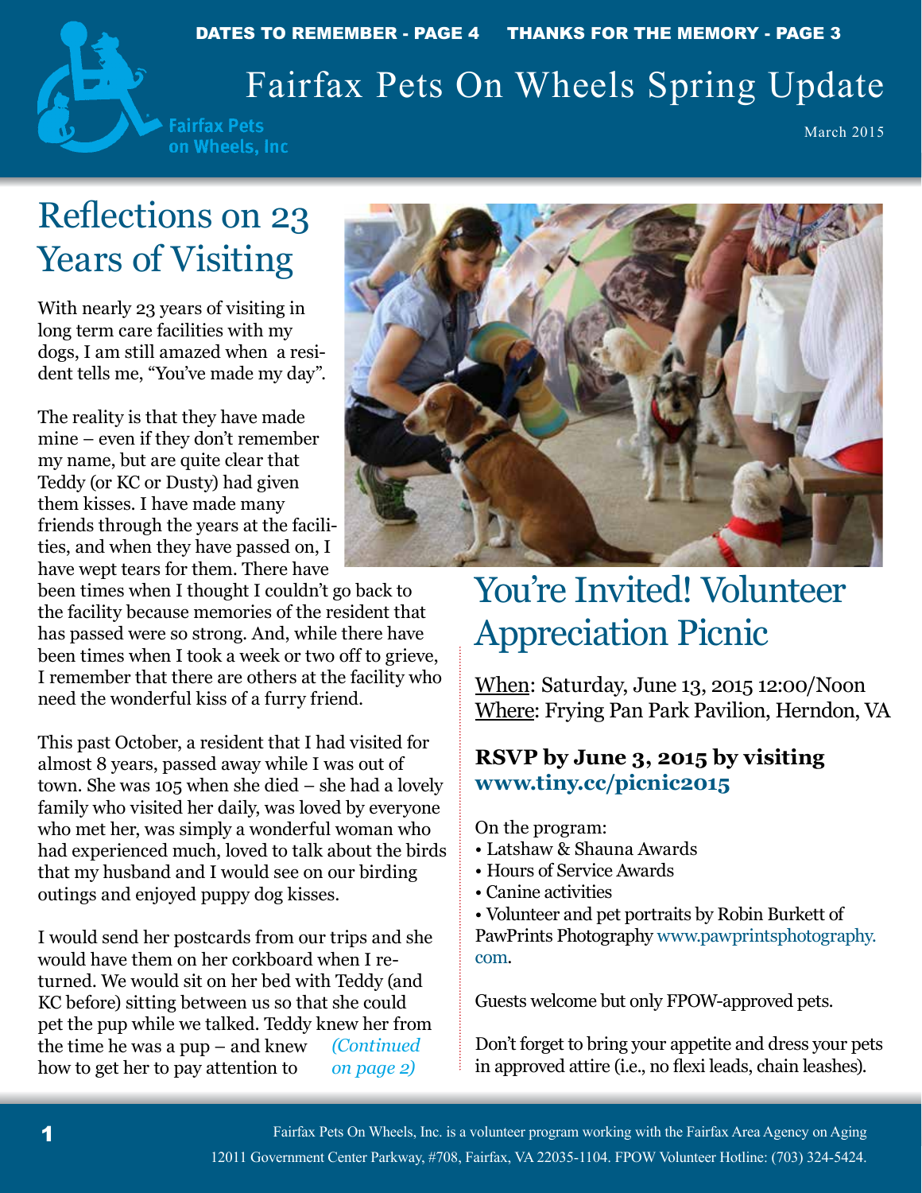DATES TO REMEMBER - PAGE 4 THANKS FOR THE MEMORY - PAGE 3

# Fairfax Pets On Wheels Spring Update

Fairfax Pets on Wheels, Inc

March 2015

## Reflections on 23 Years of Visiting

With nearly 23 years of visiting in long term care facilities with my dogs, I am still amazed when a resident tells me, "You've made my day".

The reality is that they have made mine – even if they don't remember my name, but are quite clear that Teddy (or KC or Dusty) had given them kisses. I have made many friends through the years at the facilities, and when they have passed on, I have wept tears for them. There have been times when I thought I couldn't go back to the facility because memories of the resident that has passed were so strong. And, while there have been times when I took a week or two off to grieve, I remember that there are others at the facility who need the wonderful kiss of a furry friend.

This past October, a resident that I had visited for almost 8 years, passed away while I was out of town. She was 105 when she died – she had a lovely family who visited her daily, was loved by everyone who met her, was simply a wonderful woman who had experienced much, loved to talk about the birds that my husband and I would see on our birding outings and enjoyed puppy dog kisses.

I would send her postcards from our trips and she would have them on her corkboard when I returned. We would sit on her bed with Teddy (and KC before) sitting between us so that she could pet the pup while we talked. Teddy knew her from the time he was a pup – and knew how to get her to pay attention to *(Continued on page 2)*

## You're Invited! Volunteer Appreciation Picnic

When: Saturday, June 13, 2015 12:00/Noon
Where: Frying Pan Park Pavilion, Herndon, VA

**RSVP by June 3, 2015 by visiting www.tiny.cc/picnic2015**

On the program:
- Latshaw & Shauna Awards
- Hours of Service Awards
- Canine activities
- Volunteer and pet portraits by Robin Burkett of PawPrints Photography www.pawprintsphotography.com.

Guests welcome but only FPOW-approved pets.

Don't forget to bring your appetite and dress your pets in approved attire (i.e., no flexi leads, chain leashes).

Fairfax Pets On Wheels, Inc. is a volunteer program working with the Fairfax Area Agency on Aging
12011 Government Center Parkway, #708, Fairfax, VA 22035-1104. FPOW Volunteer Hotline: (703) 324-5424.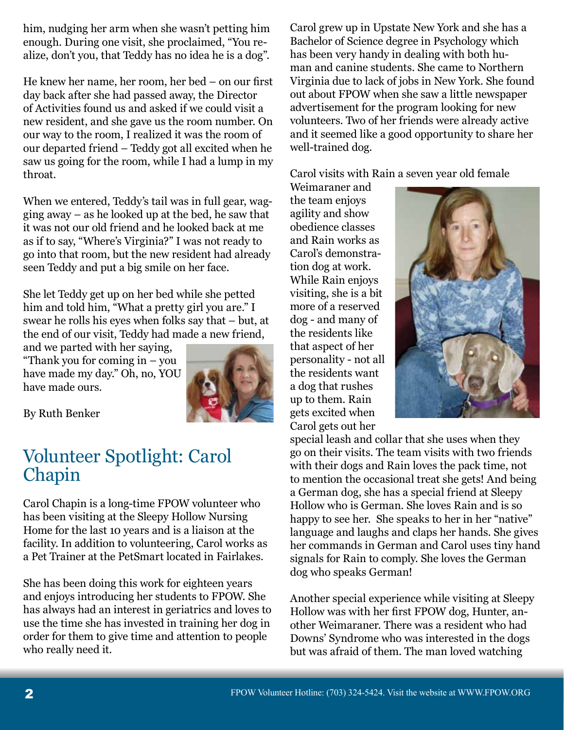him, nudging her arm when she wasn't petting him enough. During one visit, she proclaimed, "You realize, don't you, that Teddy has no idea he is a dog".

He knew her name, her room, her bed – on our first day back after she had passed away, the Director of Activities found us and asked if we could visit a new resident, and she gave us the room number. On our way to the room, I realized it was the room of our departed friend – Teddy got all excited when he saw us going for the room, while I had a lump in my throat.

When we entered, Teddy's tail was in full gear, wagging away – as he looked up at the bed, he saw that it was not our old friend and he looked back at me as if to say, "Where's Virginia?" I was not ready to go into that room, but the new resident had already seen Teddy and put a big smile on her face.

She let Teddy get up on her bed while she petted him and told him, "What a pretty girl you are." I swear he rolls his eyes when folks say that – but, at the end of our visit, Teddy had made a new friend, and we parted with her saying, "Thank you for coming in – you have made my day." Oh, no, YOU have made ours.

By Ruth Benker

## Volunteer Spotlight: Carol Chapin

Carol Chapin is a long-time FPOW volunteer who has been visiting at the Sleepy Hollow Nursing Home for the last 10 years and is a liaison at the facility. In addition to volunteering, Carol works as a Pet Trainer at the PetSmart located in Fairlakes.

She has been doing this work for eighteen years and enjoys introducing her students to FPOW. She has always had an interest in geriatrics and loves to use the time she has invested in training her dog in order for them to give time and attention to people who really need it.

Carol grew up in Upstate New York and she has a Bachelor of Science degree in Psychology which has been very handy in dealing with both human and canine students. She came to Northern Virginia due to lack of jobs in New York. She found out about FPOW when she saw a little newspaper advertisement for the program looking for new volunteers. Two of her friends were already active and it seemed like a good opportunity to share her well-trained dog.

Carol visits with Rain a seven year old female Weimaraner and the team enjoys agility and show obedience classes and Rain works as Carol's demonstration dog at work. While Rain enjoys visiting, she is a bit more of a reserved dog - and many of the residents like that aspect of her personality - not all the residents want a dog that rushes up to them. Rain gets excited when Carol gets out her special leash and collar that she uses when they go on their visits. The team visits with two friends with their dogs and Rain loves the pack time, not to mention the occasional treat she gets! And being a German dog, she has a special friend at Sleepy Hollow who is German. She loves Rain and is so happy to see her. She speaks to her in her "native" language and laughs and claps her hands. She gives her commands in German and Carol uses tiny hand signals for Rain to comply. She loves the German dog who speaks German!

Another special experience while visiting at Sleepy Hollow was with her first FPOW dog, Hunter, another Weimaraner. There was a resident who had Downs' Syndrome who was interested in the dogs but was afraid of them. The man loved watching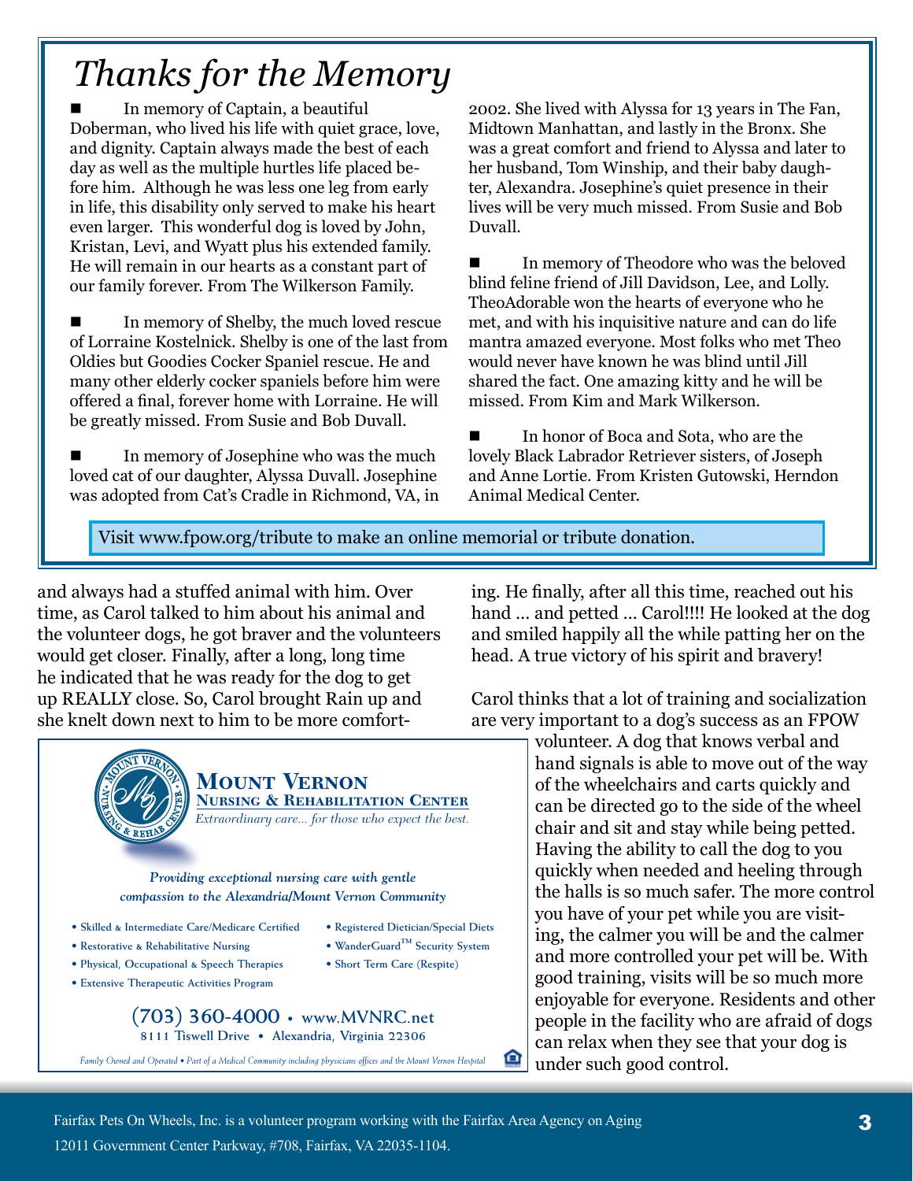# Thanks for the Memory

■ In memory of Captain, a beautiful Doberman, who lived his life with quiet grace, love, and dignity. Captain always made the best of each day as well as the multiple hurtles life placed before him. Although he was less one leg from early in life, this disability only served to make his heart even larger. This wonderful dog is loved by John, Kristan, Levi, and Wyatt plus his extended family. He will remain in our hearts as a constant part of our family forever. From The Wilkerson Family.

■ In memory of Shelby, the much loved rescue of Lorraine Kostelnick. Shelby is one of the last from Oldies but Goodies Cocker Spaniel rescue. He and many other elderly cocker spaniels before him were offered a final, forever home with Lorraine. He will be greatly missed. From Susie and Bob Duvall.

■ In memory of Josephine who was the much loved cat of our daughter, Alyssa Duvall. Josephine was adopted from Cat's Cradle in Richmond, VA, in 2002. She lived with Alyssa for 13 years in The Fan, Midtown Manhattan, and lastly in the Bronx. She was a great comfort and friend to Alyssa and later to her husband, Tom Winship, and their baby daughter, Alexandra. Josephine's quiet presence in their lives will be very much missed. From Susie and Bob Duvall.

■ In memory of Theodore who was the beloved blind feline friend of Jill Davidson, Lee, and Lolly. TheoAdorable won the hearts of everyone who he met, and with his inquisitive nature and can do life mantra amazed everyone. Most folks who met Theo would never have known he was blind until Jill shared the fact. One amazing kitty and he will be missed. From Kim and Mark Wilkerson.

■ In honor of Boca and Sota, who are the lovely Black Labrador Retriever sisters, of Joseph and Anne Lortie. From Kristen Gutowski, Herndon Animal Medical Center.

Visit www.fpow.org/tribute to make an online memorial or tribute donation.

and always had a stuffed animal with him. Over time, as Carol talked to him about his animal and the volunteer dogs, he got braver and the volunteers would get closer. Finally, after a long, long time he indicated that he was ready for the dog to get up REALLY close. So, Carol brought Rain up and she knelt down next to him to be more comforting. He finally, after all this time, reached out his hand … and petted … Carol!!!! He looked at the dog and smiled happily all the while patting her on the head. A true victory of his spirit and bravery!

Carol thinks that a lot of training and socialization are very important to a dog's success as an FPOW volunteer. A dog that knows verbal and hand signals is able to move out of the way of the wheelchairs and carts quickly and can be directed go to the side of the wheel chair and sit and stay while being petted. Having the ability to call the dog to you quickly when needed and heeling through the halls is so much safer. The more control you have of your pet while you are visiting, the calmer you will be and the calmer and more controlled your pet will be. With good training, visits will be so much more enjoyable for everyone. Residents and other people in the facility who are afraid of dogs can relax when they see that your dog is under such good control.

**Mount Vernon**
**Nursing & Rehabilitation Center**
*Extraordinary care... for those who expect the best.*

*Providing exceptional nursing care with gentle compassion to the Alexandria/Mount Vernon Community*

- Skilled & Intermediate Care/Medicare Certified
- Restorative & Rehabilitative Nursing
- Physical, Occupational & Speech Therapies
- Extensive Therapeutic Activities Program
- Registered Dietician/Special Diets
- WanderGuard™ Security System
- Short Term Care (Respite)

**(703) 360-4000 • www.MVNRC.net**
8111 Tiswell Drive • Alexandria, Virginia 22306

*Family Owned and Operated • Part of a Medical Community including physicians offices and the Mount Vernon Hospital*

Fairfax Pets On Wheels, Inc. is a volunteer program working with the Fairfax Area Agency on Aging
12011 Government Center Parkway, #708, Fairfax, VA 22035-1104.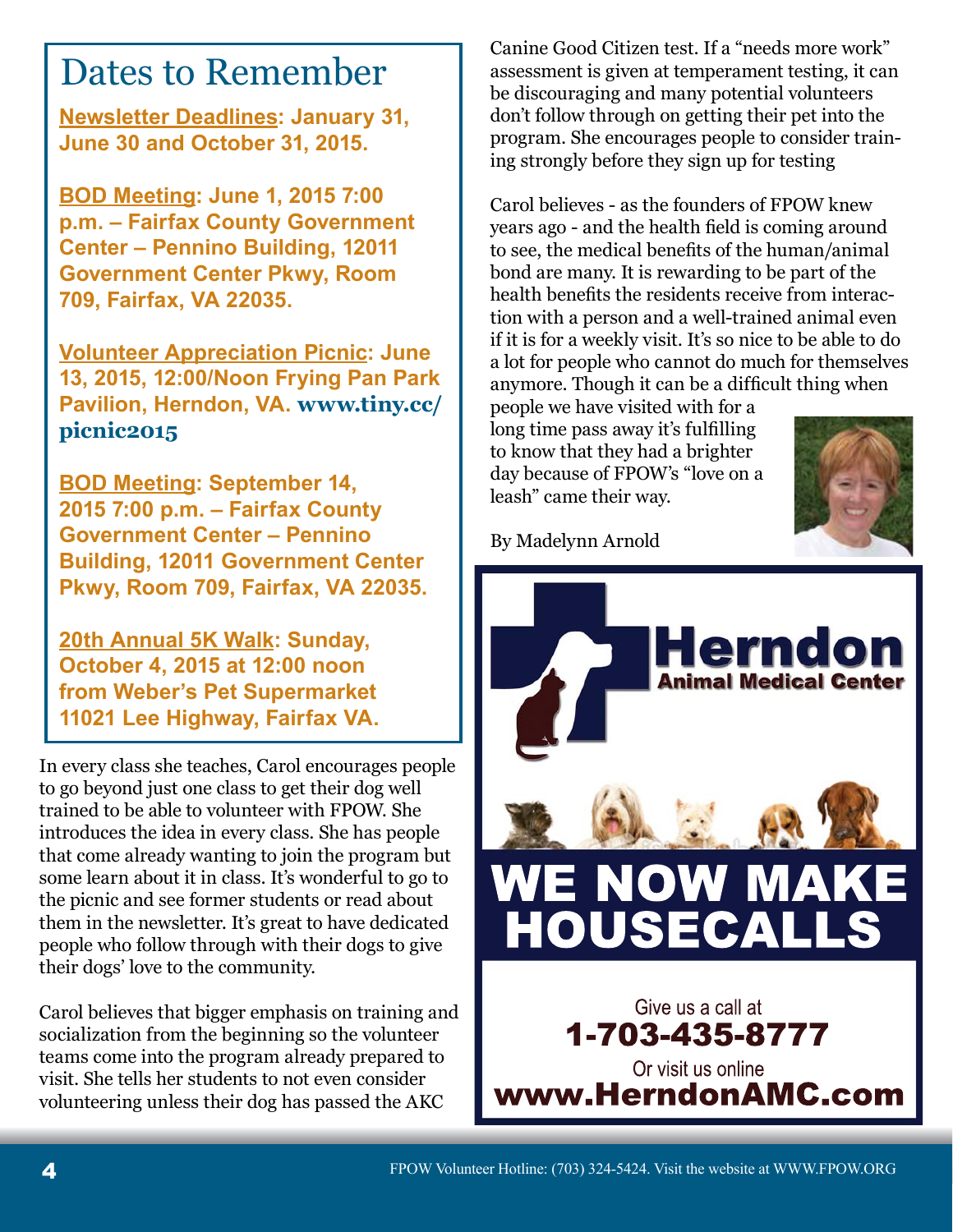## Dates to Remember

**Newsletter Deadlines: January 31, June 30 and October 31, 2015.**

**BOD Meeting: June 1, 2015 7:00 p.m. – Fairfax County Government Center – Pennino Building, 12011 Government Center Pkwy, Room 709, Fairfax, VA 22035.**

**Volunteer Appreciation Picnic: June 13, 2015, 12:00/Noon Frying Pan Park Pavilion, Herndon, VA. www.tiny.cc/picnic2015**

**BOD Meeting: September 14, 2015 7:00 p.m. – Fairfax County Government Center – Pennino Building, 12011 Government Center Pkwy, Room 709, Fairfax, VA 22035.**

**20th Annual 5K Walk: Sunday, October 4, 2015 at 12:00 noon from Weber's Pet Supermarket 11021 Lee Highway, Fairfax VA.**

In every class she teaches, Carol encourages people to go beyond just one class to get their dog well trained to be able to volunteer with FPOW. She introduces the idea in every class. She has people that come already wanting to join the program but some learn about it in class. It's wonderful to go to the picnic and see former students or read about them in the newsletter. It's great to have dedicated people who follow through with their dogs to give their dogs' love to the community.

Carol believes that bigger emphasis on training and socialization from the beginning so the volunteer teams come into the program already prepared to visit. She tells her students to not even consider volunteering unless their dog has passed the AKC Canine Good Citizen test. If a "needs more work" assessment is given at temperament testing, it can be discouraging and many potential volunteers don't follow through on getting their pet into the program. She encourages people to consider training strongly before they sign up for testing

Carol believes - as the founders of FPOW knew years ago - and the health field is coming around to see, the medical benefits of the human/animal bond are many. It is rewarding to be part of the health benefits the residents receive from interaction with a person and a well-trained animal even if it is for a weekly visit. It's so nice to be able to do a lot for people who cannot do much for themselves anymore. Though it can be a difficult thing when people we have visited with for a long time pass away it's fulfilling to know that they had a brighter day because of FPOW's "love on a leash" came their way.

By Madelynn Arnold

**Herndon Animal Medical Center**

**WE NOW MAKE HOUSECALLS**

Give us a call at
**1-703-435-8777**

Or visit us online
**www.HerndonAMC.com**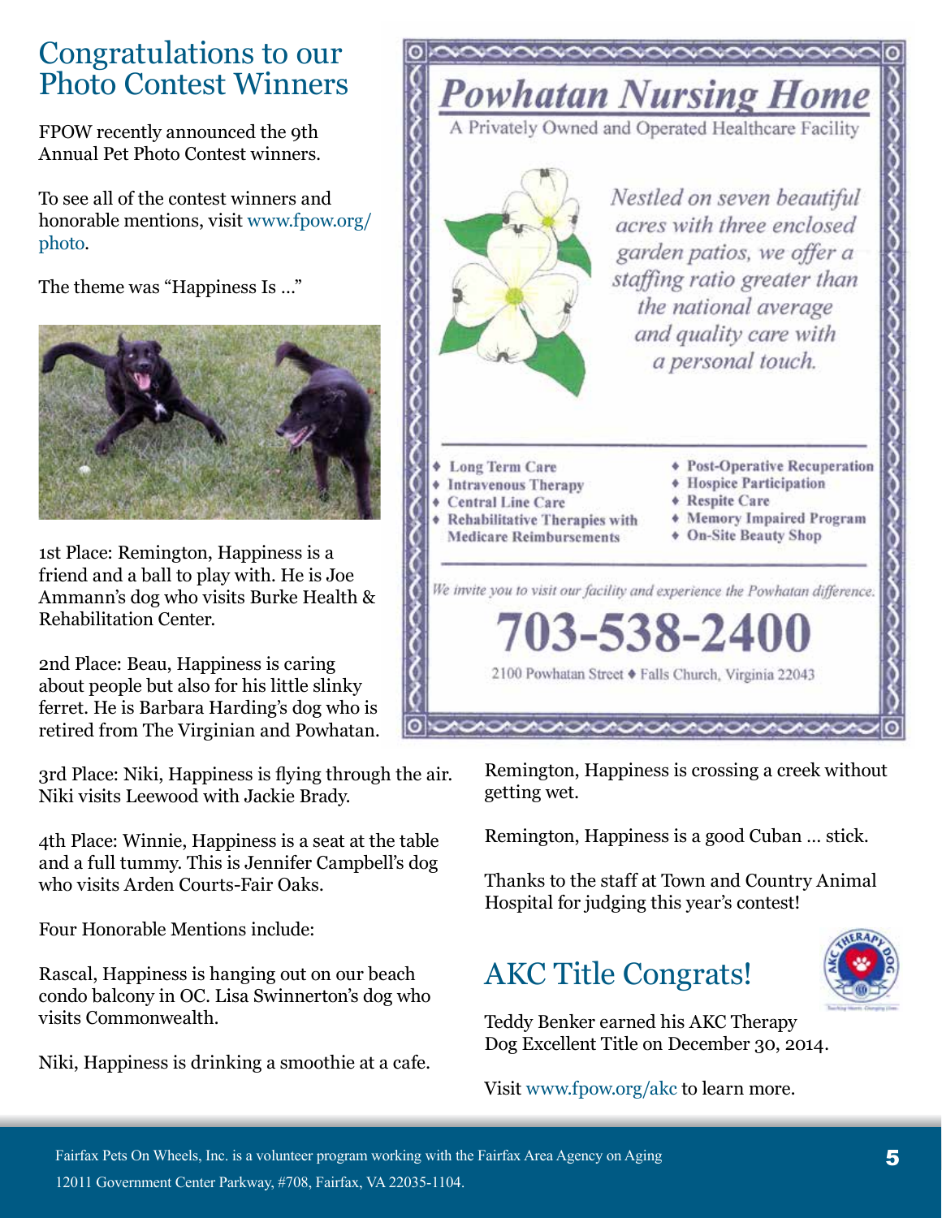## Congratulations to our Photo Contest Winners

FPOW recently announced the 9th Annual Pet Photo Contest winners.

To see all of the contest winners and honorable mentions, visit www.fpow.org/photo.

The theme was "Happiness Is ..."

1st Place: Remington, Happiness is a friend and a ball to play with. He is Joe Ammann's dog who visits Burke Health & Rehabilitation Center.

2nd Place: Beau, Happiness is caring about people but also for his little slinky ferret. He is Barbara Harding's dog who is retired from The Virginian and Powhatan.

3rd Place: Niki, Happiness is flying through the air. Niki visits Leewood with Jackie Brady.

4th Place: Winnie, Happiness is a seat at the table and a full tummy. This is Jennifer Campbell's dog who visits Arden Courts-Fair Oaks.

Four Honorable Mentions include:

Rascal, Happiness is hanging out on our beach condo balcony in OC. Lisa Swinnerton's dog who visits Commonwealth.

Niki, Happiness is drinking a smoothie at a cafe.

Remington, Happiness is crossing a creek without getting wet.

Remington, Happiness is a good Cuban ... stick.

Thanks to the staff at Town and Country Animal Hospital for judging this year's contest!

# Powhatan Nursing Home

A Privately Owned and Operated Healthcare Facility

*Nestled on seven beautiful acres with three enclosed garden patios, we offer a staffing ratio greater than the national average and quality care with a personal touch.*

- Long Term Care
- Intravenous Therapy
- Central Line Care
- Rehabilitative Therapies with Medicare Reimbursements
- Post-Operative Recuperation
- Hospice Participation
- Respite Care
- Memory Impaired Program
- On-Site Beauty Shop

*We invite you to visit our facility and experience the Powhatan difference.*

**703-538-2400**

2100 Powhatan Street ♦ Falls Church, Virginia 22043

## AKC Title Congrats!

Teddy Benker earned his AKC Therapy Dog Excellent Title on December 30, 2014.

Visit www.fpow.org/akc to learn more.

Fairfax Pets On Wheels, Inc. is a volunteer program working with the Fairfax Area Agency on Aging
12011 Government Center Parkway, #708, Fairfax, VA 22035-1104.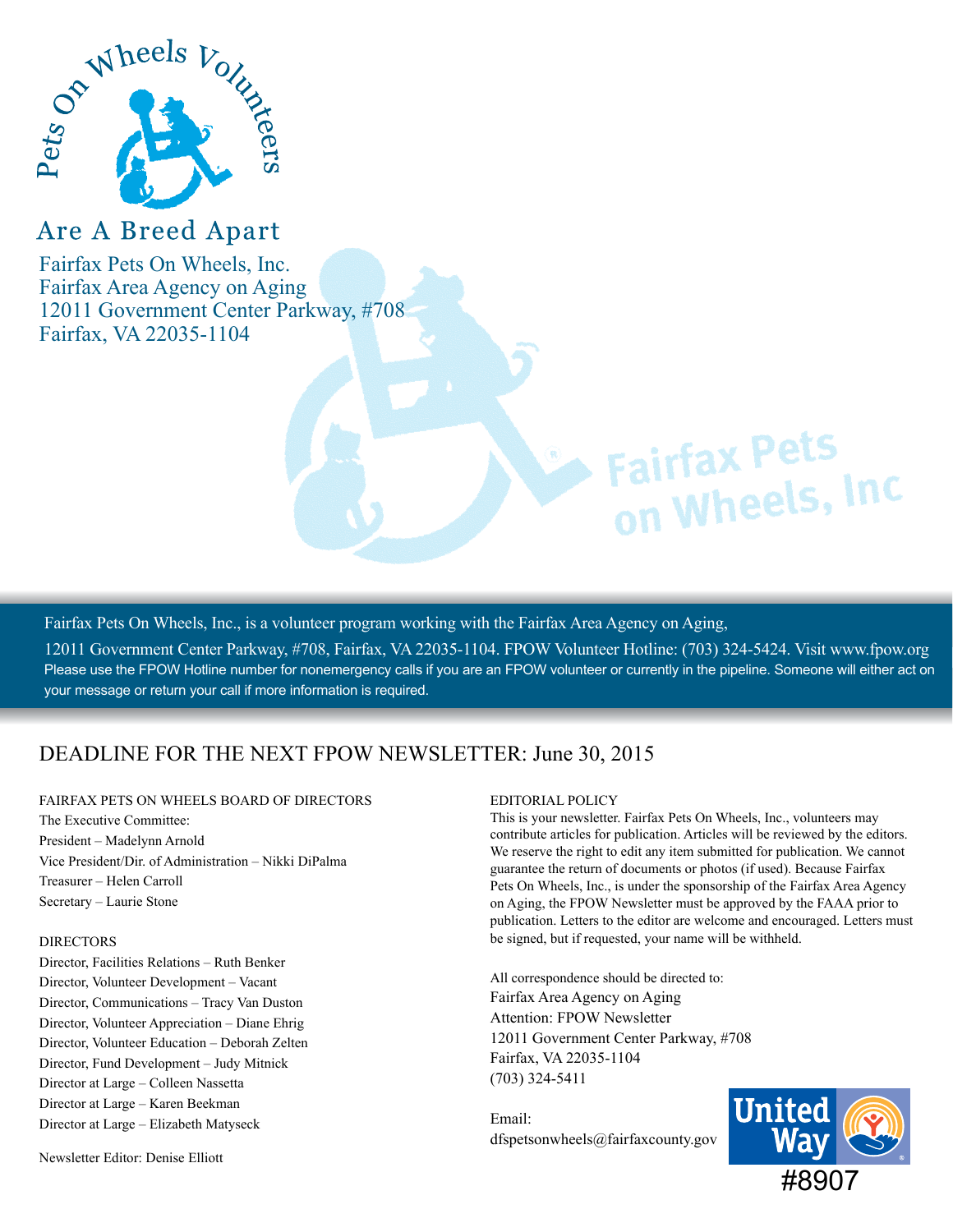Pets On Wheels Volunteers

Are A Breed Apart

Fairfax Pets On Wheels, Inc.
Fairfax Area Agency on Aging
12011 Government Center Parkway, #708
Fairfax, VA 22035-1104

Fairfax Pets on Wheels, Inc

Fairfax Pets On Wheels, Inc., is a volunteer program working with the Fairfax Area Agency on Aging, 12011 Government Center Parkway, #708, Fairfax, VA 22035-1104. FPOW Volunteer Hotline: (703) 324-5424. Visit www.fpow.org
Please use the FPOW Hotline number for nonemergency calls if you are an FPOW volunteer or currently in the pipeline. Someone will either act on your message or return your call if more information is required.

## DEADLINE FOR THE NEXT FPOW NEWSLETTER: June 30, 2015

### FAIRFAX PETS ON WHEELS BOARD OF DIRECTORS

The Executive Committee:
President – Madelynn Arnold
Vice President/Dir. of Administration – Nikki DiPalma
Treasurer – Helen Carroll
Secretary – Laurie Stone

### DIRECTORS

Director, Facilities Relations – Ruth Benker
Director, Volunteer Development – Vacant
Director, Communications – Tracy Van Duston
Director, Volunteer Appreciation – Diane Ehrig
Director, Volunteer Education – Deborah Zelten
Director, Fund Development – Judy Mitnick
Director at Large – Colleen Nassetta
Director at Large – Karen Beekman
Director at Large – Elizabeth Matyseck

Newsletter Editor: Denise Elliott

### EDITORIAL POLICY

This is your newsletter. Fairfax Pets On Wheels, Inc., volunteers may contribute articles for publication. Articles will be reviewed by the editors. We reserve the right to edit any item submitted for publication. We cannot guarantee the return of documents or photos (if used). Because Fairfax Pets On Wheels, Inc., is under the sponsorship of the Fairfax Area Agency on Aging, the FPOW Newsletter must be approved by the FAAA prior to publication. Letters to the editor are welcome and encouraged. Letters must be signed, but if requested, your name will be withheld.

All correspondence should be directed to:
Fairfax Area Agency on Aging
Attention: FPOW Newsletter
12011 Government Center Parkway, #708
Fairfax, VA 22035-1104
(703) 324-5411

Email:
dfspetsonwheels@fairfaxcounty.gov

United Way
#8907